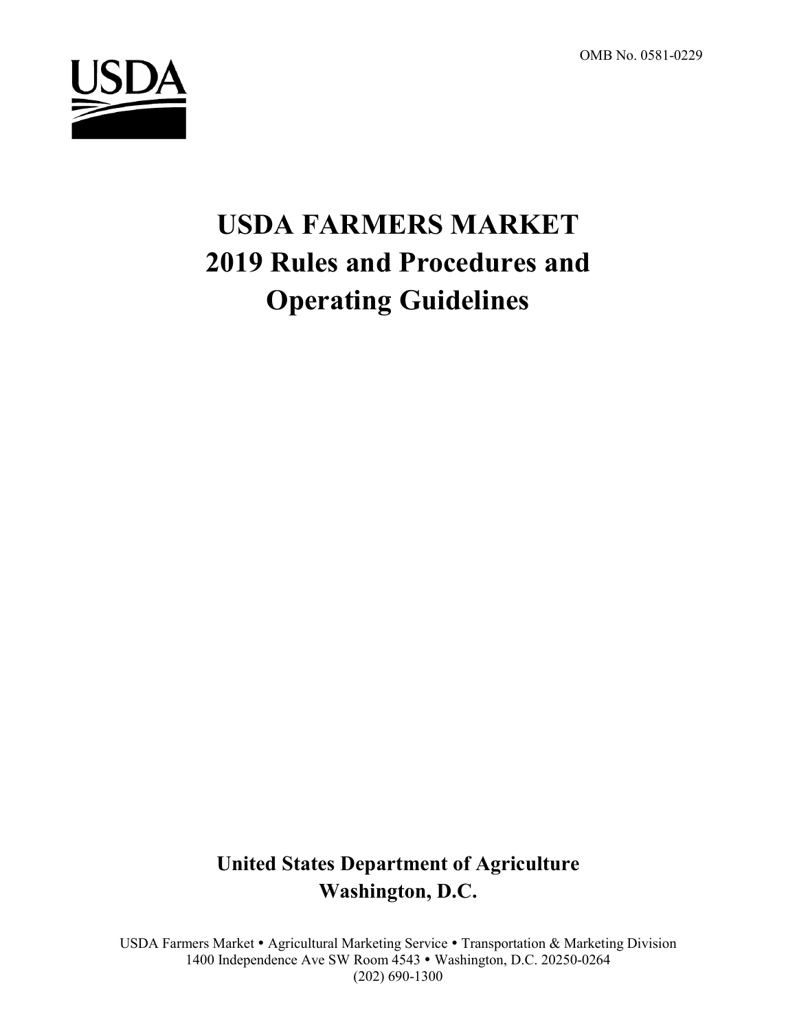OMB No. 0581-0229

USDA

# USDA FARMERS MARKET 2019 Rules and Procedures and Operating Guidelines

**United States Department of Agriculture**
**Washington, D.C.**

USDA Farmers Market • Agricultural Marketing Service • Transportation & Marketing Division
1400 Independence Ave SW Room 4543 • Washington, D.C. 20250-0264
(202) 690-1300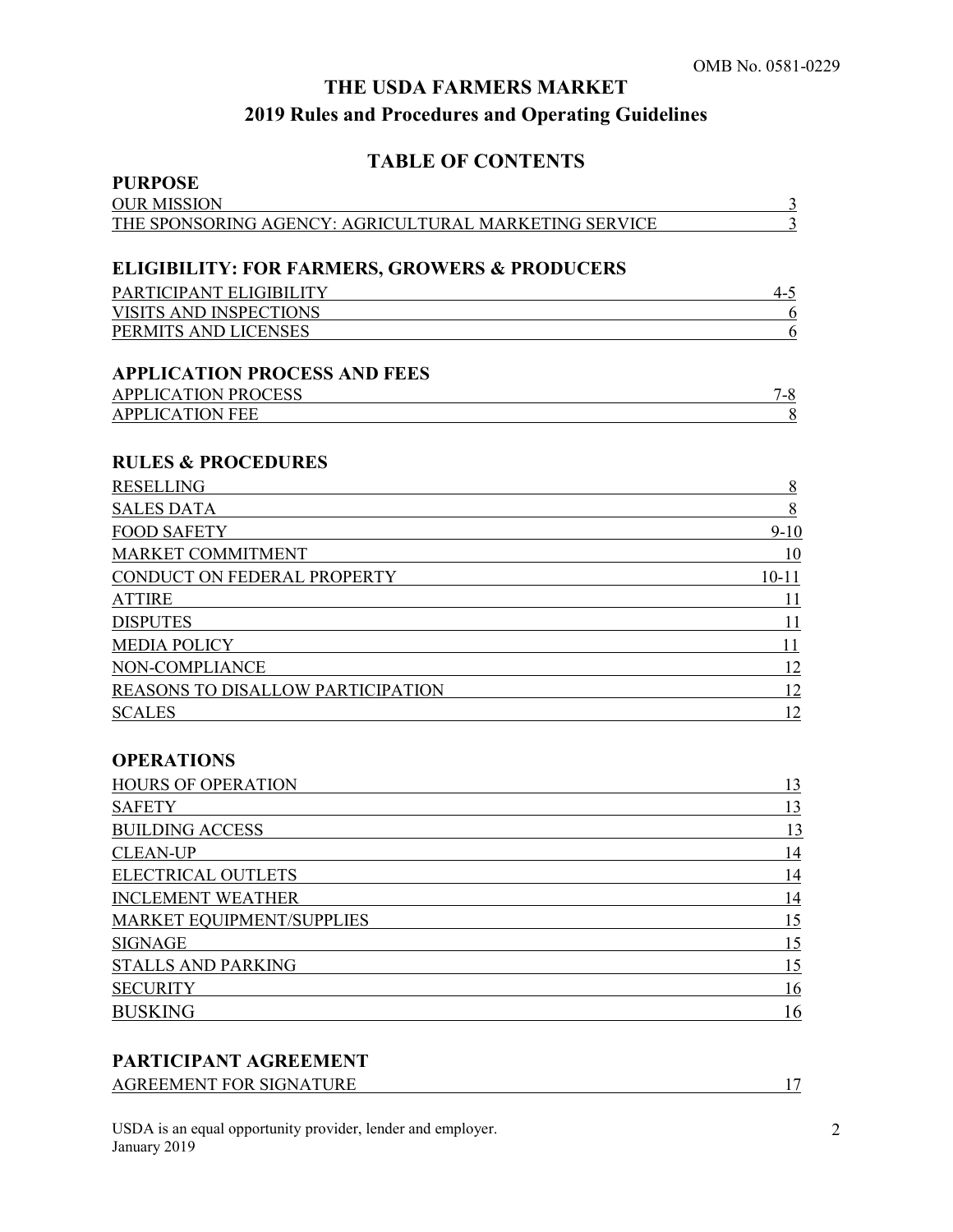OMB No. 0581-0229

# THE USDA FARMERS MARKET

## 2019 Rules and Procedures and Operating Guidelines

## TABLE OF CONTENTS

### PURPOSE

| Section | Page |
|---|---|
| OUR MISSION | 3 |
| THE SPONSORING AGENCY: AGRICULTURAL MARKETING SERVICE | 3 |

### ELIGIBILITY: FOR FARMERS, GROWERS & PRODUCERS

| Section | Page |
|---|---|
| PARTICIPANT ELIGIBILITY | 4-5 |
| VISITS AND INSPECTIONS | 6 |
| PERMITS AND LICENSES | 6 |

### APPLICATION PROCESS AND FEES

| Section | Page |
|---|---|
| APPLICATION PROCESS | 7-8 |
| APPLICATION FEE | 8 |

### RULES & PROCEDURES

| Section | Page |
|---|---|
| RESELLING | 8 |
| SALES DATA | 8 |
| FOOD SAFETY | 9-10 |
| MARKET COMMITMENT | 10 |
| CONDUCT ON FEDERAL PROPERTY | 10-11 |
| ATTIRE | 11 |
| DISPUTES | 11 |
| MEDIA POLICY | 11 |
| NON-COMPLIANCE | 12 |
| REASONS TO DISALLOW PARTICIPATION | 12 |
| SCALES | 12 |

### OPERATIONS

| Section | Page |
|---|---|
| HOURS OF OPERATION | 13 |
| SAFETY | 13 |
| BUILDING ACCESS | 13 |
| CLEAN-UP | 14 |
| ELECTRICAL OUTLETS | 14 |
| INCLEMENT WEATHER | 14 |
| MARKET EQUIPMENT/SUPPLIES | 15 |
| SIGNAGE | 15 |
| STALLS AND PARKING | 15 |
| SECURITY | 16 |
| BUSKING | 16 |

### PARTICIPANT AGREEMENT

| Section | Page |
|---|---|
| AGREEMENT FOR SIGNATURE | 17 |

USDA is an equal opportunity provider, lender and employer.
January 2019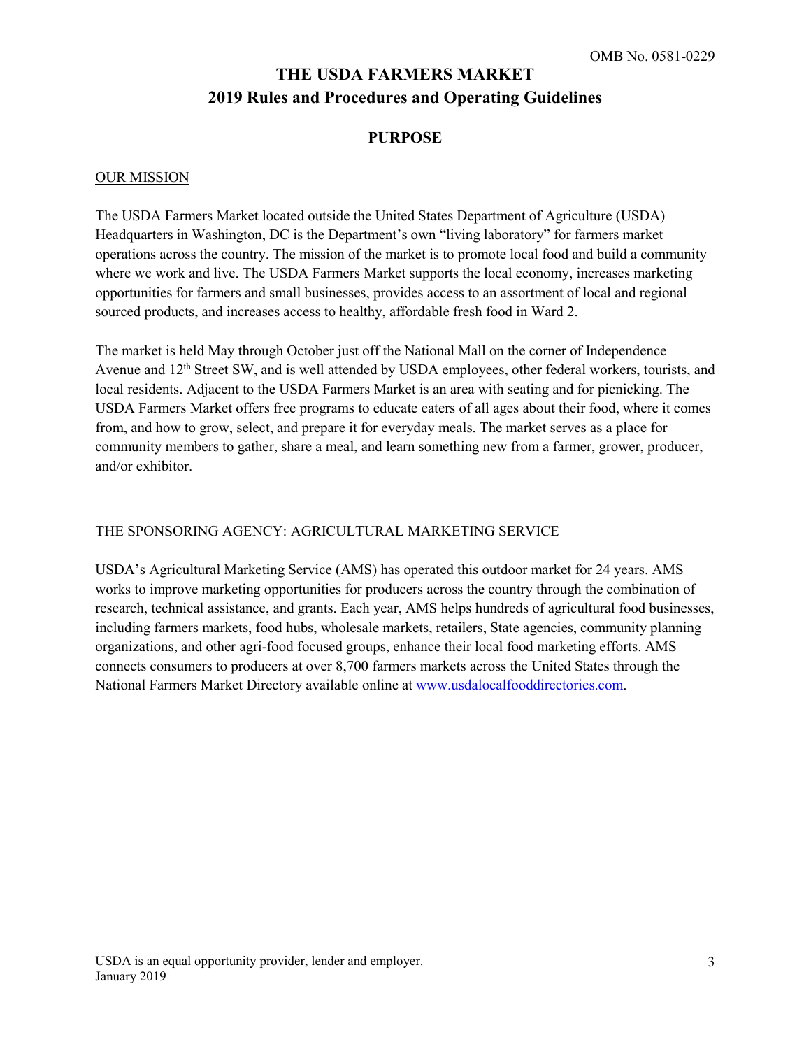OMB No. 0581-0229

# THE USDA FARMERS MARKET
# 2019 Rules and Procedures and Operating Guidelines

## PURPOSE

### OUR MISSION

The USDA Farmers Market located outside the United States Department of Agriculture (USDA) Headquarters in Washington, DC is the Department's own "living laboratory" for farmers market operations across the country. The mission of the market is to promote local food and build a community where we work and live. The USDA Farmers Market supports the local economy, increases marketing opportunities for farmers and small businesses, provides access to an assortment of local and regional sourced products, and increases access to healthy, affordable fresh food in Ward 2.

The market is held May through October just off the National Mall on the corner of Independence Avenue and 12th Street SW, and is well attended by USDA employees, other federal workers, tourists, and local residents. Adjacent to the USDA Farmers Market is an area with seating and for picnicking. The USDA Farmers Market offers free programs to educate eaters of all ages about their food, where it comes from, and how to grow, select, and prepare it for everyday meals. The market serves as a place for community members to gather, share a meal, and learn something new from a farmer, grower, producer, and/or exhibitor.

### THE SPONSORING AGENCY: AGRICULTURAL MARKETING SERVICE

USDA's Agricultural Marketing Service (AMS) has operated this outdoor market for 24 years. AMS works to improve marketing opportunities for producers across the country through the combination of research, technical assistance, and grants. Each year, AMS helps hundreds of agricultural food businesses, including farmers markets, food hubs, wholesale markets, retailers, State agencies, community planning organizations, and other agri-food focused groups, enhance their local food marketing efforts. AMS connects consumers to producers at over 8,700 farmers markets across the United States through the National Farmers Market Directory available online at [www.usdalocalfooddirectories.com](http://www.usdalocalfooddirectories.com).

USDA is an equal opportunity provider, lender and employer.
January 2019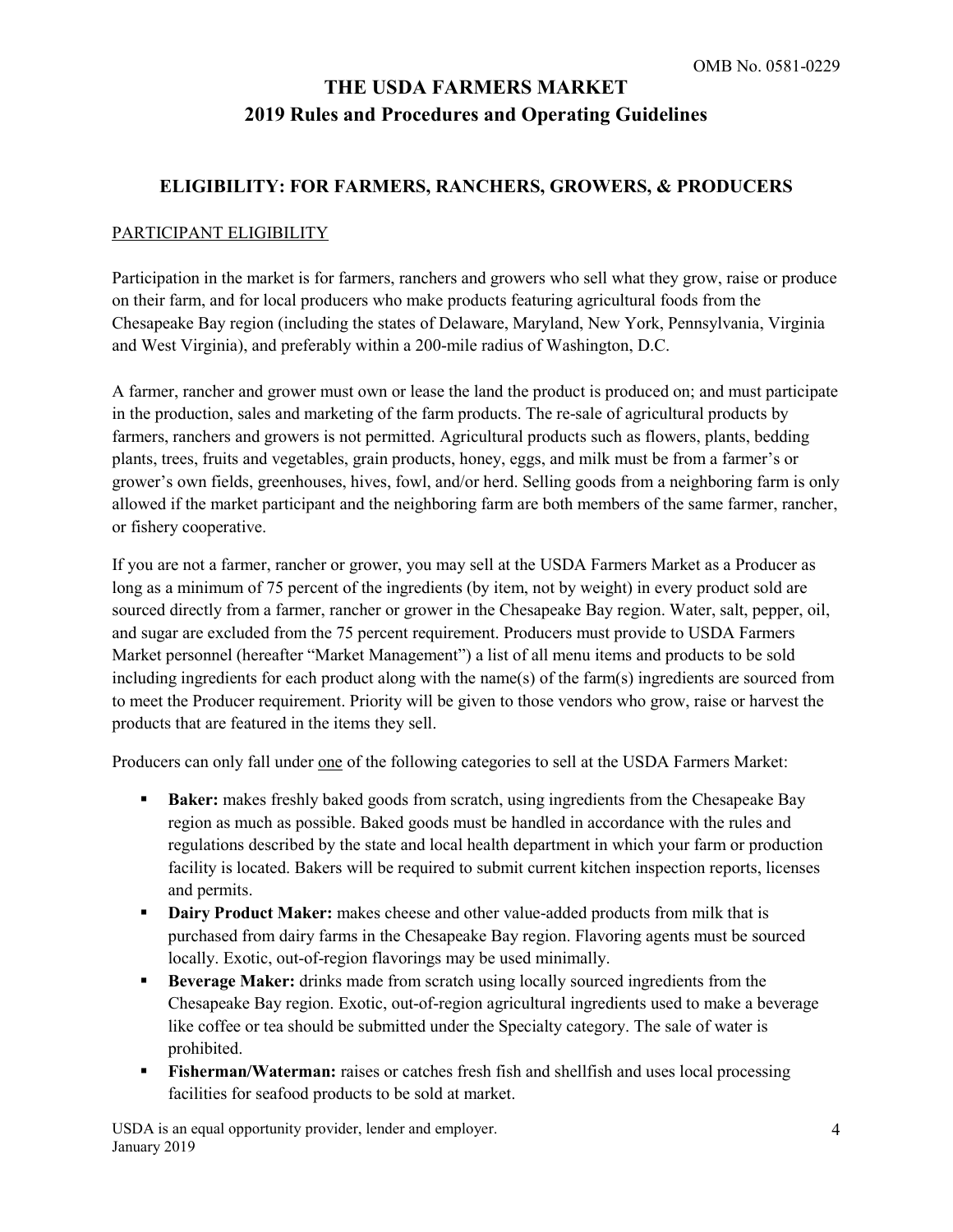# THE USDA FARMERS MARKET
# 2019 Rules and Procedures and Operating Guidelines

## ELIGIBILITY: FOR FARMERS, RANCHERS, GROWERS, & PRODUCERS

### PARTICIPANT ELIGIBILITY

Participation in the market is for farmers, ranchers and growers who sell what they grow, raise or produce on their farm, and for local producers who make products featuring agricultural foods from the Chesapeake Bay region (including the states of Delaware, Maryland, New York, Pennsylvania, Virginia and West Virginia), and preferably within a 200-mile radius of Washington, D.C.

A farmer, rancher and grower must own or lease the land the product is produced on; and must participate in the production, sales and marketing of the farm products. The re-sale of agricultural products by farmers, ranchers and growers is not permitted. Agricultural products such as flowers, plants, bedding plants, trees, fruits and vegetables, grain products, honey, eggs, and milk must be from a farmer's or grower's own fields, greenhouses, hives, fowl, and/or herd. Selling goods from a neighboring farm is only allowed if the market participant and the neighboring farm are both members of the same farmer, rancher, or fishery cooperative.

If you are not a farmer, rancher or grower, you may sell at the USDA Farmers Market as a Producer as long as a minimum of 75 percent of the ingredients (by item, not by weight) in every product sold are sourced directly from a farmer, rancher or grower in the Chesapeake Bay region. Water, salt, pepper, oil, and sugar are excluded from the 75 percent requirement. Producers must provide to USDA Farmers Market personnel (hereafter "Market Management") a list of all menu items and products to be sold including ingredients for each product along with the name(s) of the farm(s) ingredients are sourced from to meet the Producer requirement. Priority will be given to those vendors who grow, raise or harvest the products that are featured in the items they sell.

Producers can only fall under one of the following categories to sell at the USDA Farmers Market:

- **Baker:** makes freshly baked goods from scratch, using ingredients from the Chesapeake Bay region as much as possible. Baked goods must be handled in accordance with the rules and regulations described by the state and local health department in which your farm or production facility is located. Bakers will be required to submit current kitchen inspection reports, licenses and permits.
- **Dairy Product Maker:** makes cheese and other value-added products from milk that is purchased from dairy farms in the Chesapeake Bay region. Flavoring agents must be sourced locally. Exotic, out-of-region flavorings may be used minimally.
- **Beverage Maker:** drinks made from scratch using locally sourced ingredients from the Chesapeake Bay region. Exotic, out-of-region agricultural ingredients used to make a beverage like coffee or tea should be submitted under the Specialty category. The sale of water is prohibited.
- **Fisherman/Waterman:** raises or catches fresh fish and shellfish and uses local processing facilities for seafood products to be sold at market.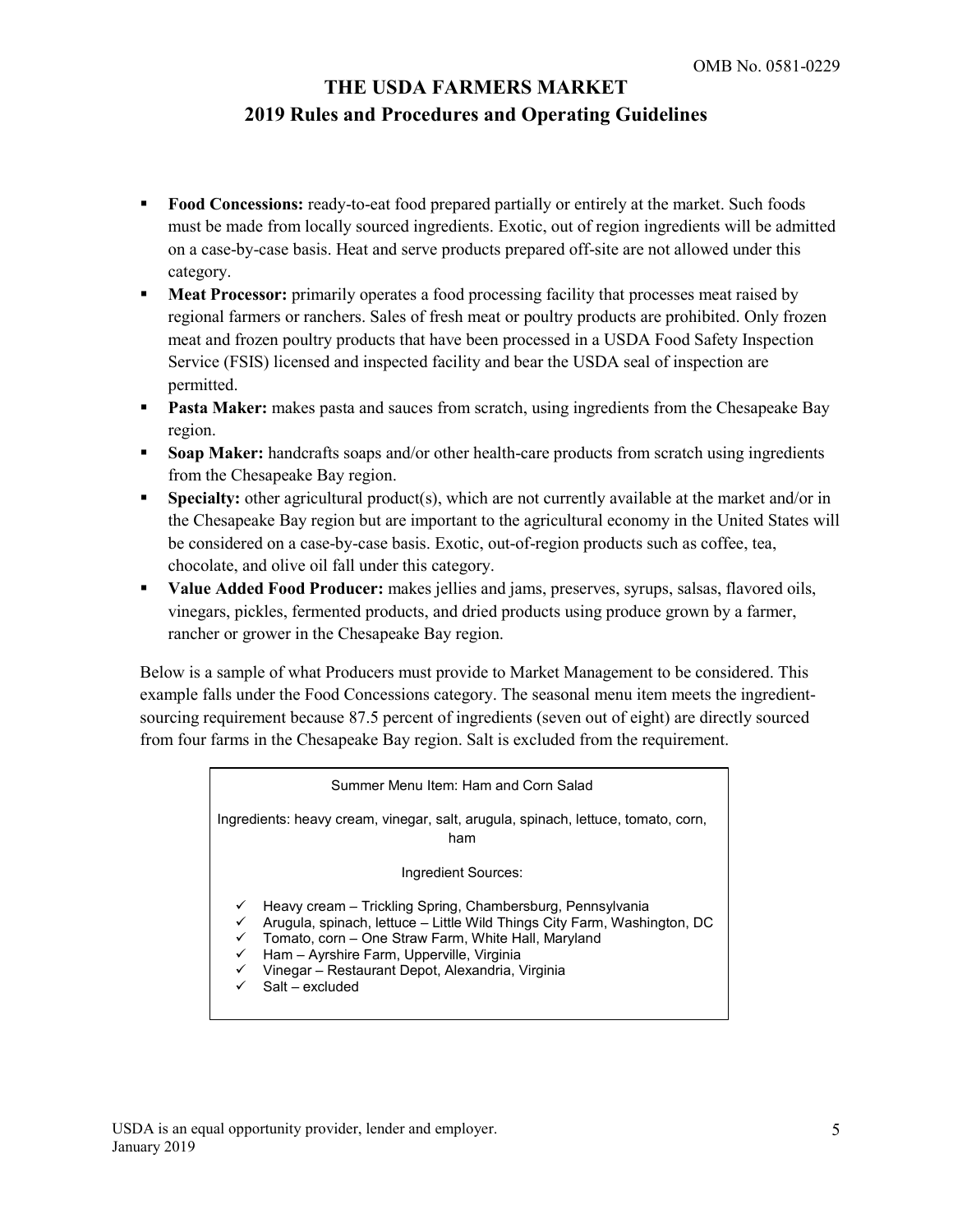- **Food Concessions:** ready-to-eat food prepared partially or entirely at the market. Such foods must be made from locally sourced ingredients. Exotic, out of region ingredients will be admitted on a case-by-case basis. Heat and serve products prepared off-site are not allowed under this category.
- **Meat Processor:** primarily operates a food processing facility that processes meat raised by regional farmers or ranchers. Sales of fresh meat or poultry products are prohibited. Only frozen meat and frozen poultry products that have been processed in a USDA Food Safety Inspection Service (FSIS) licensed and inspected facility and bear the USDA seal of inspection are permitted.
- **Pasta Maker:** makes pasta and sauces from scratch, using ingredients from the Chesapeake Bay region.
- **Soap Maker:** handcrafts soaps and/or other health-care products from scratch using ingredients from the Chesapeake Bay region.
- **Specialty:** other agricultural product(s), which are not currently available at the market and/or in the Chesapeake Bay region but are important to the agricultural economy in the United States will be considered on a case-by-case basis. Exotic, out-of-region products such as coffee, tea, chocolate, and olive oil fall under this category.
- **Value Added Food Producer:** makes jellies and jams, preserves, syrups, salsas, flavored oils, vinegars, pickles, fermented products, and dried products using produce grown by a farmer, rancher or grower in the Chesapeake Bay region.

Below is a sample of what Producers must provide to Market Management to be considered. This example falls under the Food Concessions category. The seasonal menu item meets the ingredient-sourcing requirement because 87.5 percent of ingredients (seven out of eight) are directly sourced from four farms in the Chesapeake Bay region. Salt is excluded from the requirement.

> Summer Menu Item: Ham and Corn Salad
>
> Ingredients: heavy cream, vinegar, salt, arugula, spinach, lettuce, tomato, corn, ham
>
> Ingredient Sources:
>
> - ✓ Heavy cream – Trickling Spring, Chambersburg, Pennsylvania
> - ✓ Arugula, spinach, lettuce – Little Wild Things City Farm, Washington, DC
> - ✓ Tomato, corn – One Straw Farm, White Hall, Maryland
> - ✓ Ham – Ayrshire Farm, Upperville, Virginia
> - ✓ Vinegar – Restaurant Depot, Alexandria, Virginia
> - ✓ Salt – excluded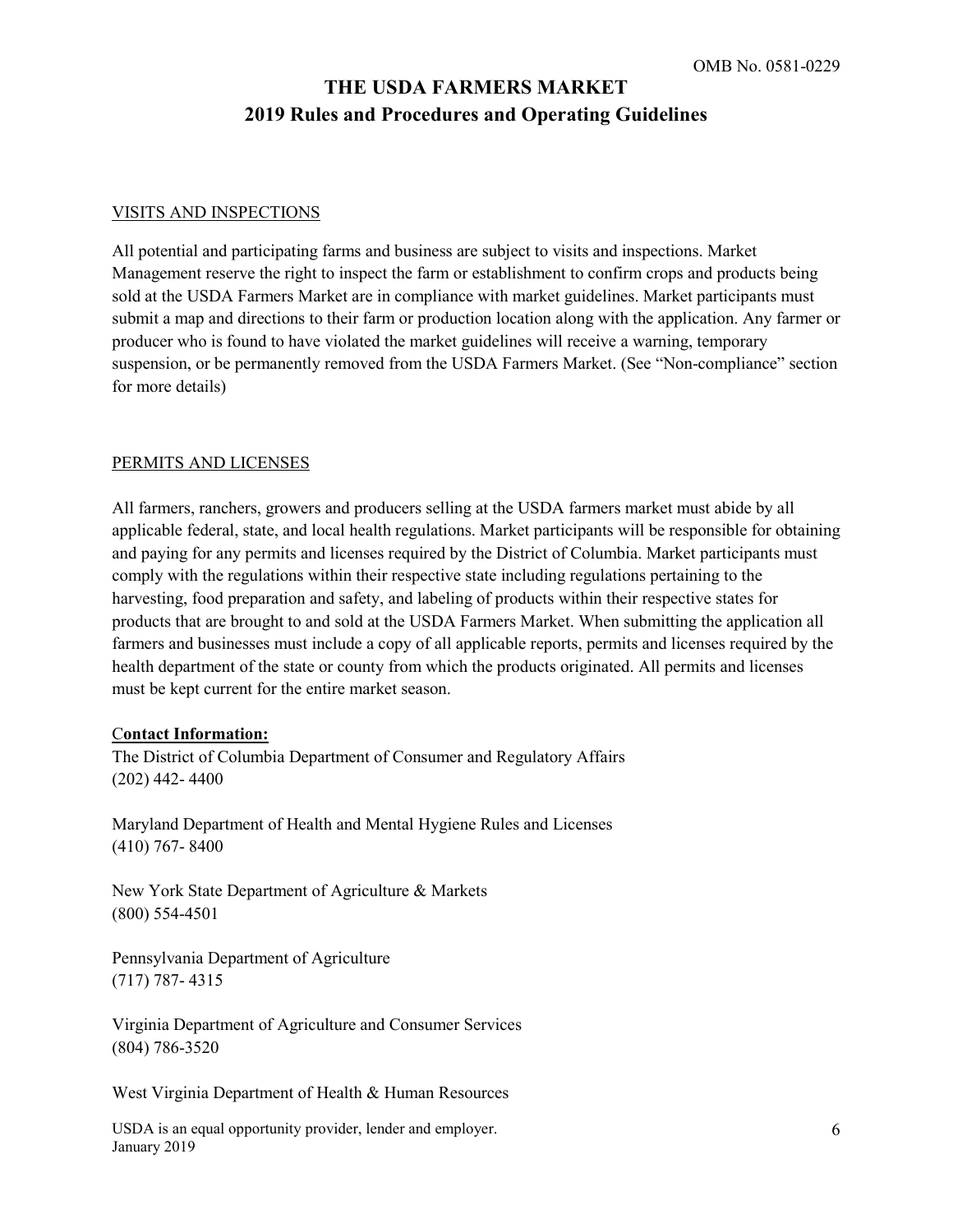OMB No. 0581-0229

# THE USDA FARMERS MARKET
## 2019 Rules and Procedures and Operating Guidelines

### VISITS AND INSPECTIONS

All potential and participating farms and business are subject to visits and inspections. Market Management reserve the right to inspect the farm or establishment to confirm crops and products being sold at the USDA Farmers Market are in compliance with market guidelines. Market participants must submit a map and directions to their farm or production location along with the application. Any farmer or producer who is found to have violated the market guidelines will receive a warning, temporary suspension, or be permanently removed from the USDA Farmers Market. (See "Non-compliance" section for more details)

### PERMITS AND LICENSES

All farmers, ranchers, growers and producers selling at the USDA farmers market must abide by all applicable federal, state, and local health regulations. Market participants will be responsible for obtaining and paying for any permits and licenses required by the District of Columbia. Market participants must comply with the regulations within their respective state including regulations pertaining to the harvesting, food preparation and safety, and labeling of products within their respective states for products that are brought to and sold at the USDA Farmers Market. When submitting the application all farmers and businesses must include a copy of all applicable reports, permits and licenses required by the health department of the state or county from which the products originated. All permits and licenses must be kept current for the entire market season.

**Contact Information:**

The District of Columbia Department of Consumer and Regulatory Affairs
(202) 442- 4400

Maryland Department of Health and Mental Hygiene Rules and Licenses
(410) 767- 8400

New York State Department of Agriculture & Markets
(800) 554-4501

Pennsylvania Department of Agriculture
(717) 787- 4315

Virginia Department of Agriculture and Consumer Services
(804) 786-3520

West Virginia Department of Health & Human Resources

USDA is an equal opportunity provider, lender and employer.
January 2019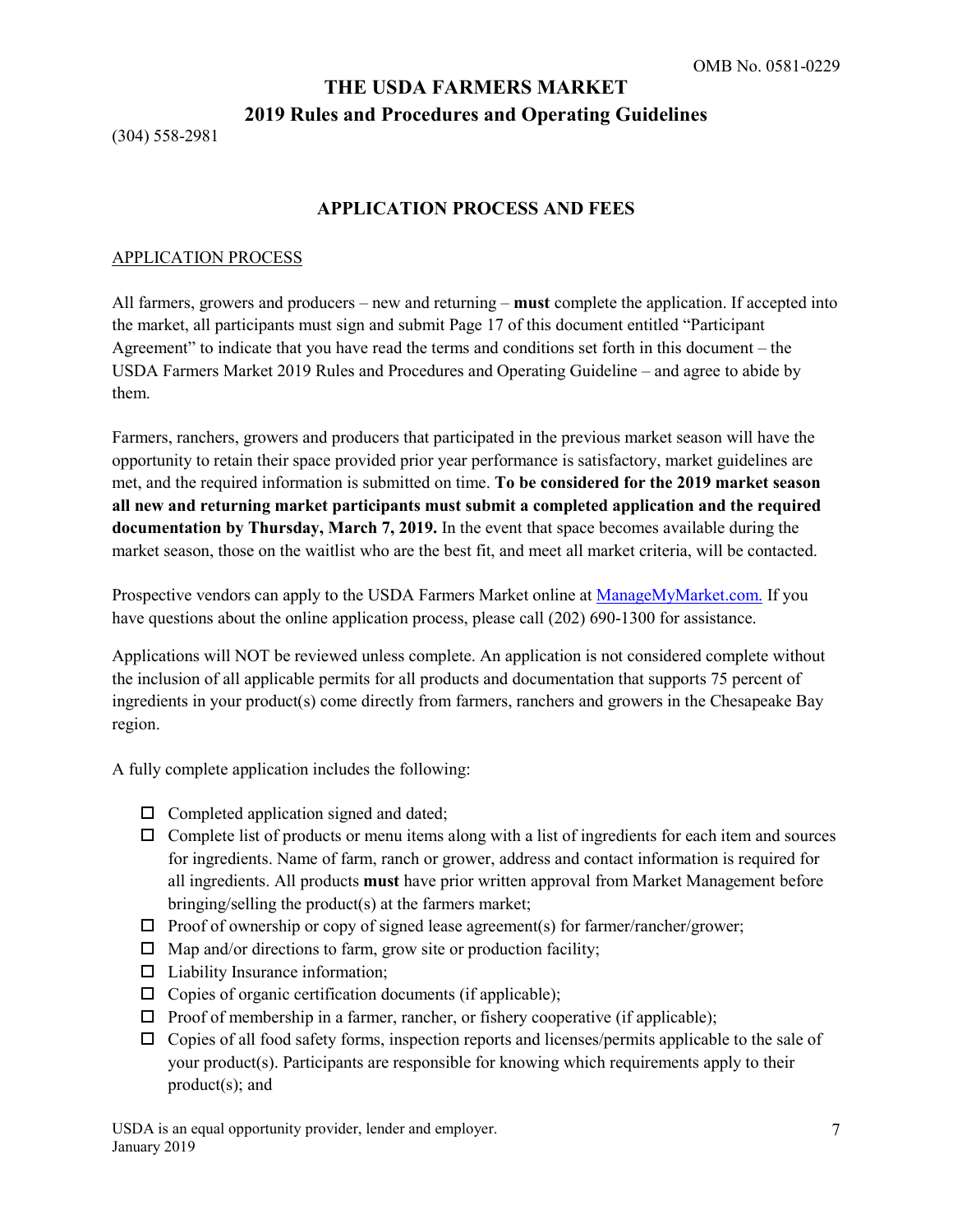# THE USDA FARMERS MARKET

## 2019 Rules and Procedures and Operating Guidelines

(304) 558-2981

### APPLICATION PROCESS AND FEES

APPLICATION PROCESS

All farmers, growers and producers – new and returning – **must** complete the application. If accepted into the market, all participants must sign and submit Page 17 of this document entitled "Participant Agreement" to indicate that you have read the terms and conditions set forth in this document – the USDA Farmers Market 2019 Rules and Procedures and Operating Guideline – and agree to abide by them.

Farmers, ranchers, growers and producers that participated in the previous market season will have the opportunity to retain their space provided prior year performance is satisfactory, market guidelines are met, and the required information is submitted on time. **To be considered for the 2019 market season all new and returning market participants must submit a completed application and the required documentation by Thursday, March 7, 2019.** In the event that space becomes available during the market season, those on the waitlist who are the best fit, and meet all market criteria, will be contacted.

Prospective vendors can apply to the USDA Farmers Market online at [ManageMyMarket.com.](ManageMyMarket.com) If you have questions about the online application process, please call (202) 690-1300 for assistance.

Applications will NOT be reviewed unless complete. An application is not considered complete without the inclusion of all applicable permits for all products and documentation that supports 75 percent of ingredients in your product(s) come directly from farmers, ranchers and growers in the Chesapeake Bay region.

A fully complete application includes the following:

- ☐ Completed application signed and dated;
- ☐ Complete list of products or menu items along with a list of ingredients for each item and sources for ingredients. Name of farm, ranch or grower, address and contact information is required for all ingredients. All products **must** have prior written approval from Market Management before bringing/selling the product(s) at the farmers market;
- ☐ Proof of ownership or copy of signed lease agreement(s) for farmer/rancher/grower;
- ☐ Map and/or directions to farm, grow site or production facility;
- ☐ Liability Insurance information;
- ☐ Copies of organic certification documents (if applicable);
- ☐ Proof of membership in a farmer, rancher, or fishery cooperative (if applicable);
- ☐ Copies of all food safety forms, inspection reports and licenses/permits applicable to the sale of your product(s). Participants are responsible for knowing which requirements apply to their product(s); and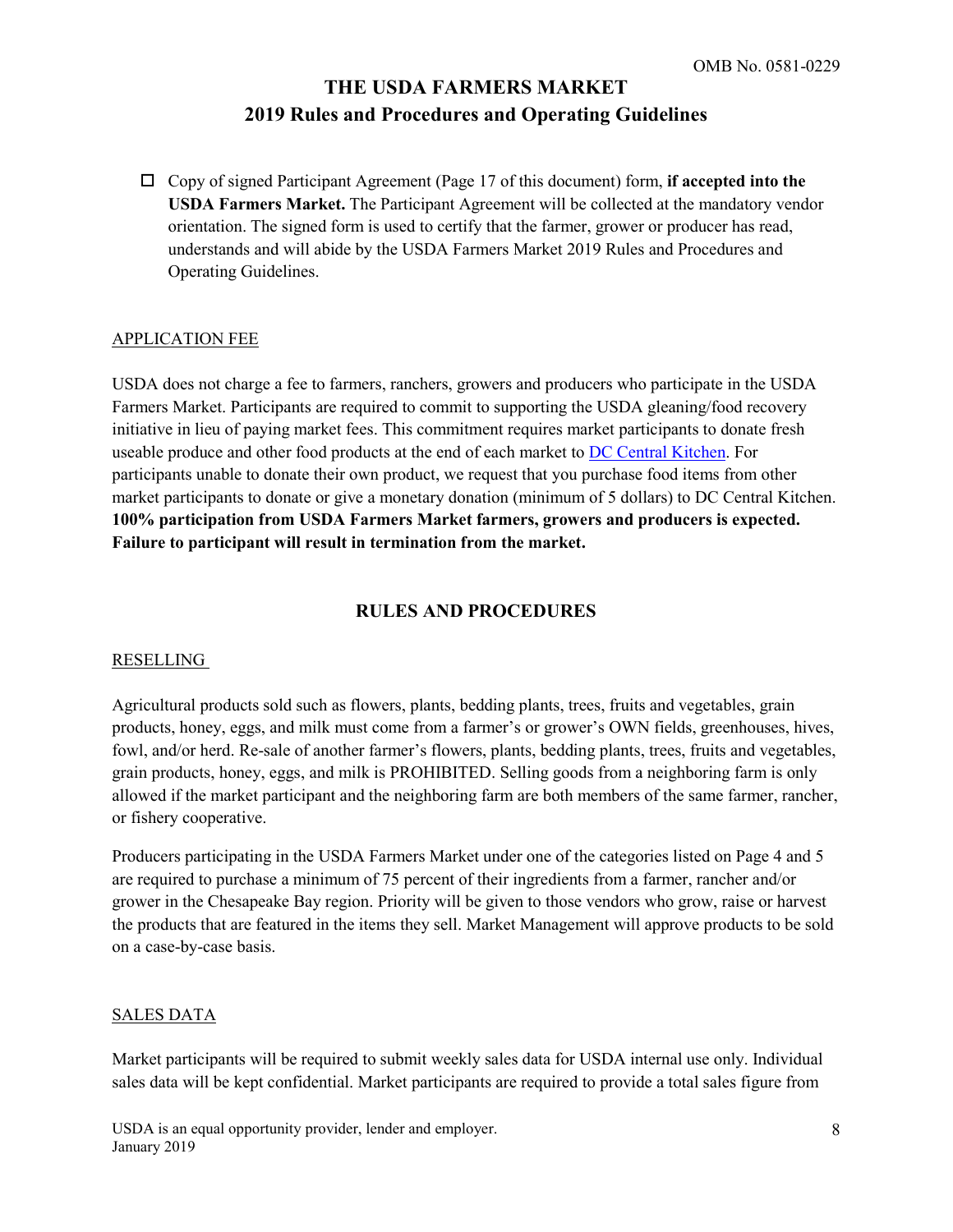- ☐ Copy of signed Participant Agreement (Page 17 of this document) form, **if accepted into the USDA Farmers Market.** The Participant Agreement will be collected at the mandatory vendor orientation. The signed form is used to certify that the farmer, grower or producer has read, understands and will abide by the USDA Farmers Market 2019 Rules and Procedures and Operating Guidelines.

APPLICATION FEE

USDA does not charge a fee to farmers, ranchers, growers and producers who participate in the USDA Farmers Market. Participants are required to commit to supporting the USDA gleaning/food recovery initiative in lieu of paying market fees. This commitment requires market participants to donate fresh useable produce and other food products at the end of each market to DC Central Kitchen. For participants unable to donate their own product, we request that you purchase food items from other market participants to donate or give a monetary donation (minimum of 5 dollars) to DC Central Kitchen. **100% participation from USDA Farmers Market farmers, growers and producers is expected. Failure to participant will result in termination from the market.**

## RULES AND PROCEDURES

RESELLING

Agricultural products sold such as flowers, plants, bedding plants, trees, fruits and vegetables, grain products, honey, eggs, and milk must come from a farmer's or grower's OWN fields, greenhouses, hives, fowl, and/or herd. Re-sale of another farmer's flowers, plants, bedding plants, trees, fruits and vegetables, grain products, honey, eggs, and milk is PROHIBITED. Selling goods from a neighboring farm is only allowed if the market participant and the neighboring farm are both members of the same farmer, rancher, or fishery cooperative.

Producers participating in the USDA Farmers Market under one of the categories listed on Page 4 and 5 are required to purchase a minimum of 75 percent of their ingredients from a farmer, rancher and/or grower in the Chesapeake Bay region. Priority will be given to those vendors who grow, raise or harvest the products that are featured in the items they sell. Market Management will approve products to be sold on a case-by-case basis.

SALES DATA

Market participants will be required to submit weekly sales data for USDA internal use only. Individual sales data will be kept confidential. Market participants are required to provide a total sales figure from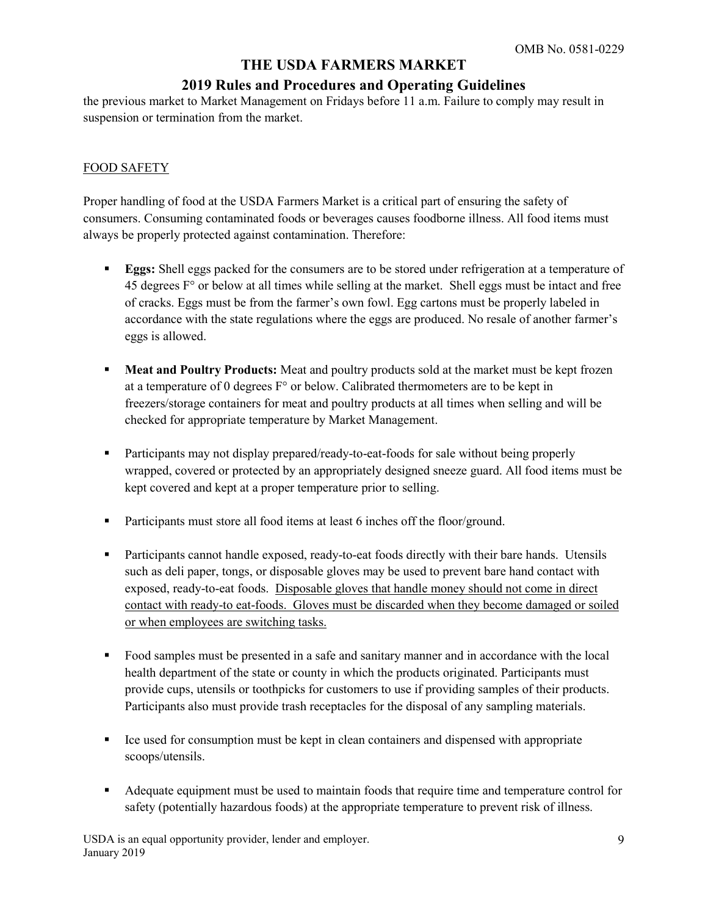the previous market to Market Management on Fridays before 11 a.m. Failure to comply may result in suspension or termination from the market.

## FOOD SAFETY

Proper handling of food at the USDA Farmers Market is a critical part of ensuring the safety of consumers. Consuming contaminated foods or beverages causes foodborne illness. All food items must always be properly protected against contamination. Therefore:

- **Eggs:** Shell eggs packed for the consumers are to be stored under refrigeration at a temperature of 45 degrees F° or below at all times while selling at the market. Shell eggs must be intact and free of cracks. Eggs must be from the farmer's own fowl. Egg cartons must be properly labeled in accordance with the state regulations where the eggs are produced. No resale of another farmer's eggs is allowed.

- **Meat and Poultry Products:** Meat and poultry products sold at the market must be kept frozen at a temperature of 0 degrees F° or below. Calibrated thermometers are to be kept in freezers/storage containers for meat and poultry products at all times when selling and will be checked for appropriate temperature by Market Management.

- Participants may not display prepared/ready-to-eat-foods for sale without being properly wrapped, covered or protected by an appropriately designed sneeze guard. All food items must be kept covered and kept at a proper temperature prior to selling.

- Participants must store all food items at least 6 inches off the floor/ground.

- Participants cannot handle exposed, ready-to-eat foods directly with their bare hands. Utensils such as deli paper, tongs, or disposable gloves may be used to prevent bare hand contact with exposed, ready-to-eat foods. <u>Disposable gloves that handle money should not come in direct contact with ready-to eat-foods. Gloves must be discarded when they become damaged or soiled or when employees are switching tasks.</u>

- Food samples must be presented in a safe and sanitary manner and in accordance with the local health department of the state or county in which the products originated. Participants must provide cups, utensils or toothpicks for customers to use if providing samples of their products. Participants also must provide trash receptacles for the disposal of any sampling materials.

- Ice used for consumption must be kept in clean containers and dispensed with appropriate scoops/utensils.

- Adequate equipment must be used to maintain foods that require time and temperature control for safety (potentially hazardous foods) at the appropriate temperature to prevent risk of illness.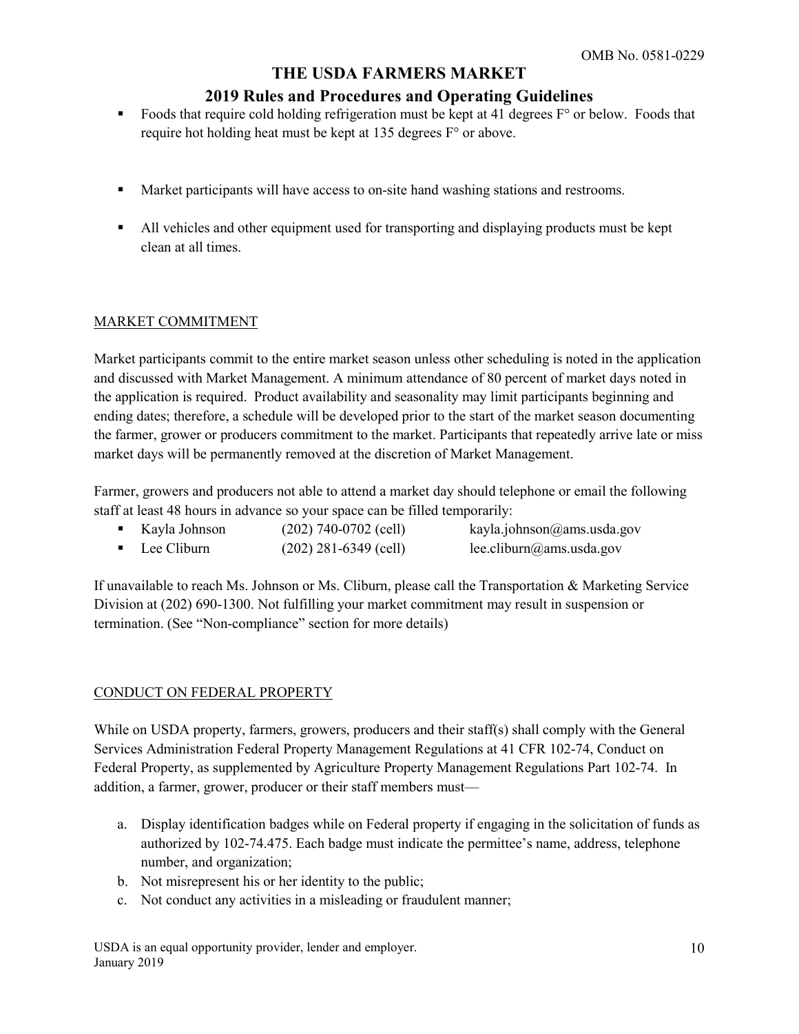- Foods that require cold holding refrigeration must be kept at 41 degrees F° or below. Foods that require hot holding heat must be kept at 135 degrees F° or above.

- Market participants will have access to on-site hand washing stations and restrooms.

- All vehicles and other equipment used for transporting and displaying products must be kept clean at all times.

## MARKET COMMITMENT

Market participants commit to the entire market season unless other scheduling is noted in the application and discussed with Market Management. A minimum attendance of 80 percent of market days noted in the application is required. Product availability and seasonality may limit participants beginning and ending dates; therefore, a schedule will be developed prior to the start of the market season documenting the farmer, grower or producers commitment to the market. Participants that repeatedly arrive late or miss market days will be permanently removed at the discretion of Market Management.

Farmer, growers and producers not able to attend a market day should telephone or email the following staff at least 48 hours in advance so your space can be filled temporarily:

- Kayla Johnson (202) 740-0702 (cell) kayla.johnson@ams.usda.gov
- Lee Cliburn (202) 281-6349 (cell) lee.cliburn@ams.usda.gov

If unavailable to reach Ms. Johnson or Ms. Cliburn, please call the Transportation & Marketing Service Division at (202) 690-1300. Not fulfilling your market commitment may result in suspension or termination. (See "Non-compliance" section for more details)

## CONDUCT ON FEDERAL PROPERTY

While on USDA property, farmers, growers, producers and their staff(s) shall comply with the General Services Administration Federal Property Management Regulations at 41 CFR 102-74, Conduct on Federal Property, as supplemented by Agriculture Property Management Regulations Part 102-74. In addition, a farmer, grower, producer or their staff members must—

a. Display identification badges while on Federal property if engaging in the solicitation of funds as authorized by 102-74.475. Each badge must indicate the permittee's name, address, telephone number, and organization;
b. Not misrepresent his or her identity to the public;
c. Not conduct any activities in a misleading or fraudulent manner;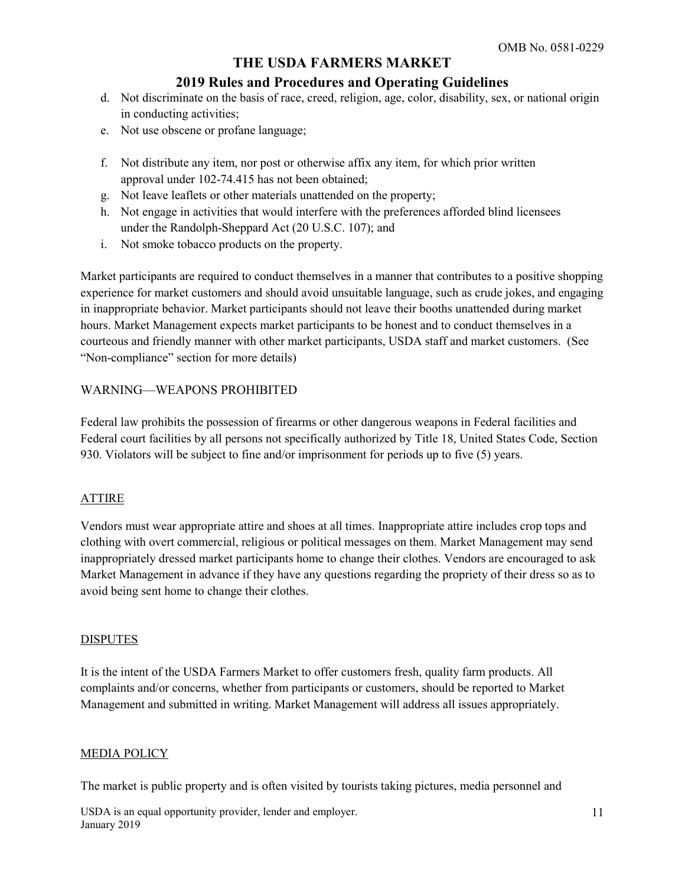d. Not discriminate on the basis of race, creed, religion, age, color, disability, sex, or national origin in conducting activities;
e. Not use obscene or profane language;
f. Not distribute any item, nor post or otherwise affix any item, for which prior written approval under 102-74.415 has not been obtained;
g. Not leave leaflets or other materials unattended on the property;
h. Not engage in activities that would interfere with the preferences afforded blind licensees under the Randolph-Sheppard Act (20 U.S.C. 107); and
i. Not smoke tobacco products on the property.

Market participants are required to conduct themselves in a manner that contributes to a positive shopping experience for market customers and should avoid unsuitable language, such as crude jokes, and engaging in inappropriate behavior. Market participants should not leave their booths unattended during market hours. Market Management expects market participants to be honest and to conduct themselves in a courteous and friendly manner with other market participants, USDA staff and market customers. (See "Non-compliance" section for more details)

WARNING—WEAPONS PROHIBITED

Federal law prohibits the possession of firearms or other dangerous weapons in Federal facilities and Federal court facilities by all persons not specifically authorized by Title 18, United States Code, Section 930. Violators will be subject to fine and/or imprisonment for periods up to five (5) years.

## ATTIRE

Vendors must wear appropriate attire and shoes at all times. Inappropriate attire includes crop tops and clothing with overt commercial, religious or political messages on them. Market Management may send inappropriately dressed market participants home to change their clothes. Vendors are encouraged to ask Market Management in advance if they have any questions regarding the propriety of their dress so as to avoid being sent home to change their clothes.

## DISPUTES

It is the intent of the USDA Farmers Market to offer customers fresh, quality farm products. All complaints and/or concerns, whether from participants or customers, should be reported to Market Management and submitted in writing. Market Management will address all issues appropriately.

## MEDIA POLICY

The market is public property and is often visited by tourists taking pictures, media personnel and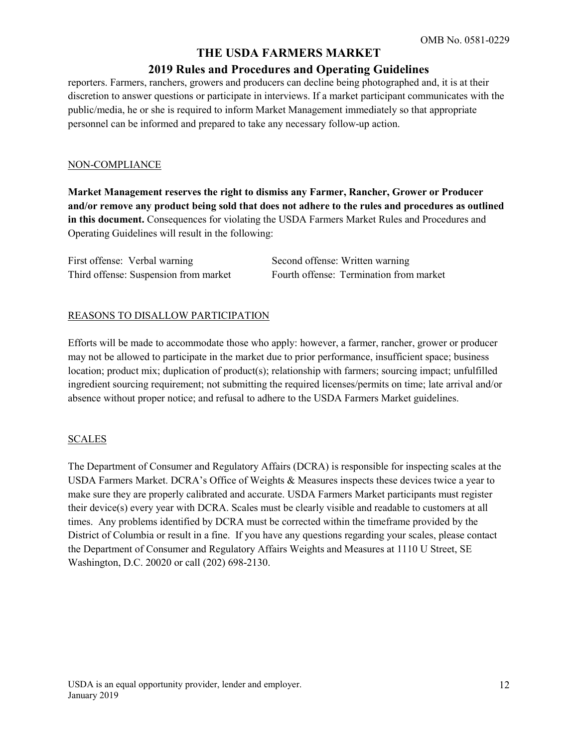reporters. Farmers, ranchers, growers and producers can decline being photographed and, it is at their discretion to answer questions or participate in interviews. If a market participant communicates with the public/media, he or she is required to inform Market Management immediately so that appropriate personnel can be informed and prepared to take any necessary follow-up action.

## NON-COMPLIANCE

**Market Management reserves the right to dismiss any Farmer, Rancher, Grower or Producer and/or remove any product being sold that does not adhere to the rules and procedures as outlined in this document.** Consequences for violating the USDA Farmers Market Rules and Procedures and Operating Guidelines will result in the following:

First offense: Verbal warning
Second offense: Written warning
Third offense: Suspension from market
Fourth offense: Termination from market

## REASONS TO DISALLOW PARTICIPATION

Efforts will be made to accommodate those who apply: however, a farmer, rancher, grower or producer may not be allowed to participate in the market due to prior performance, insufficient space; business location; product mix; duplication of product(s); relationship with farmers; sourcing impact; unfulfilled ingredient sourcing requirement; not submitting the required licenses/permits on time; late arrival and/or absence without proper notice; and refusal to adhere to the USDA Farmers Market guidelines.

## SCALES

The Department of Consumer and Regulatory Affairs (DCRA) is responsible for inspecting scales at the USDA Farmers Market. DCRA's Office of Weights & Measures inspects these devices twice a year to make sure they are properly calibrated and accurate. USDA Farmers Market participants must register their device(s) every year with DCRA. Scales must be clearly visible and readable to customers at all times. Any problems identified by DCRA must be corrected within the timeframe provided by the District of Columbia or result in a fine. If you have any questions regarding your scales, please contact the Department of Consumer and Regulatory Affairs Weights and Measures at 1110 U Street, SE Washington, D.C. 20020 or call (202) 698-2130.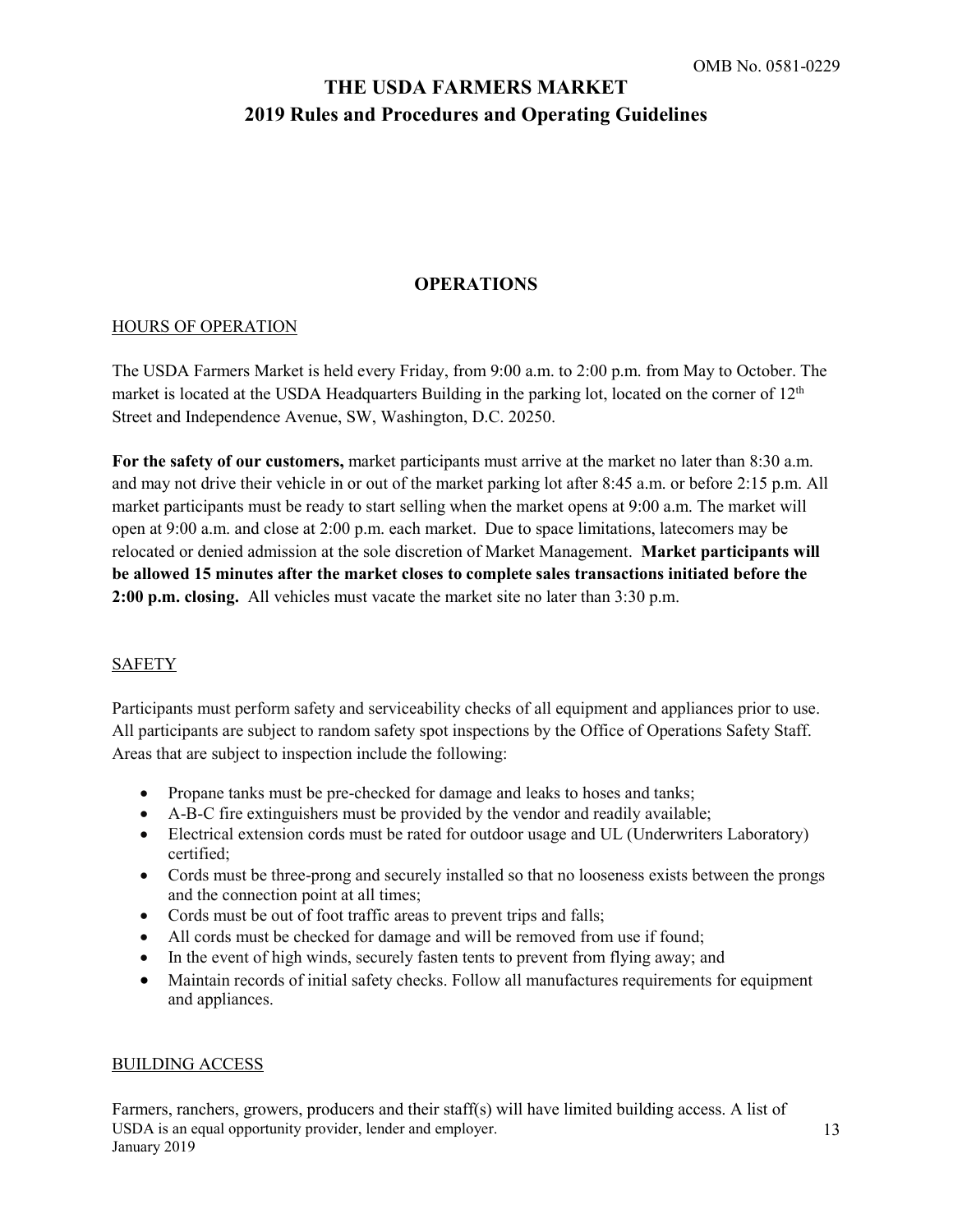# THE USDA FARMERS MARKET
# 2019 Rules and Procedures and Operating Guidelines

## OPERATIONS

### HOURS OF OPERATION

The USDA Farmers Market is held every Friday, from 9:00 a.m. to 2:00 p.m. from May to October. The market is located at the USDA Headquarters Building in the parking lot, located on the corner of 12th Street and Independence Avenue, SW, Washington, D.C. 20250.

**For the safety of our customers,** market participants must arrive at the market no later than 8:30 a.m. and may not drive their vehicle in or out of the market parking lot after 8:45 a.m. or before 2:15 p.m. All market participants must be ready to start selling when the market opens at 9:00 a.m. The market will open at 9:00 a.m. and close at 2:00 p.m. each market. Due to space limitations, latecomers may be relocated or denied admission at the sole discretion of Market Management. **Market participants will be allowed 15 minutes after the market closes to complete sales transactions initiated before the 2:00 p.m. closing.** All vehicles must vacate the market site no later than 3:30 p.m.

### SAFETY

Participants must perform safety and serviceability checks of all equipment and appliances prior to use. All participants are subject to random safety spot inspections by the Office of Operations Safety Staff. Areas that are subject to inspection include the following:

- Propane tanks must be pre-checked for damage and leaks to hoses and tanks;
- A-B-C fire extinguishers must be provided by the vendor and readily available;
- Electrical extension cords must be rated for outdoor usage and UL (Underwriters Laboratory) certified;
- Cords must be three-prong and securely installed so that no looseness exists between the prongs and the connection point at all times;
- Cords must be out of foot traffic areas to prevent trips and falls;
- All cords must be checked for damage and will be removed from use if found;
- In the event of high winds, securely fasten tents to prevent from flying away; and
- Maintain records of initial safety checks. Follow all manufactures requirements for equipment and appliances.

### BUILDING ACCESS

Farmers, ranchers, growers, producers and their staff(s) will have limited building access. A list of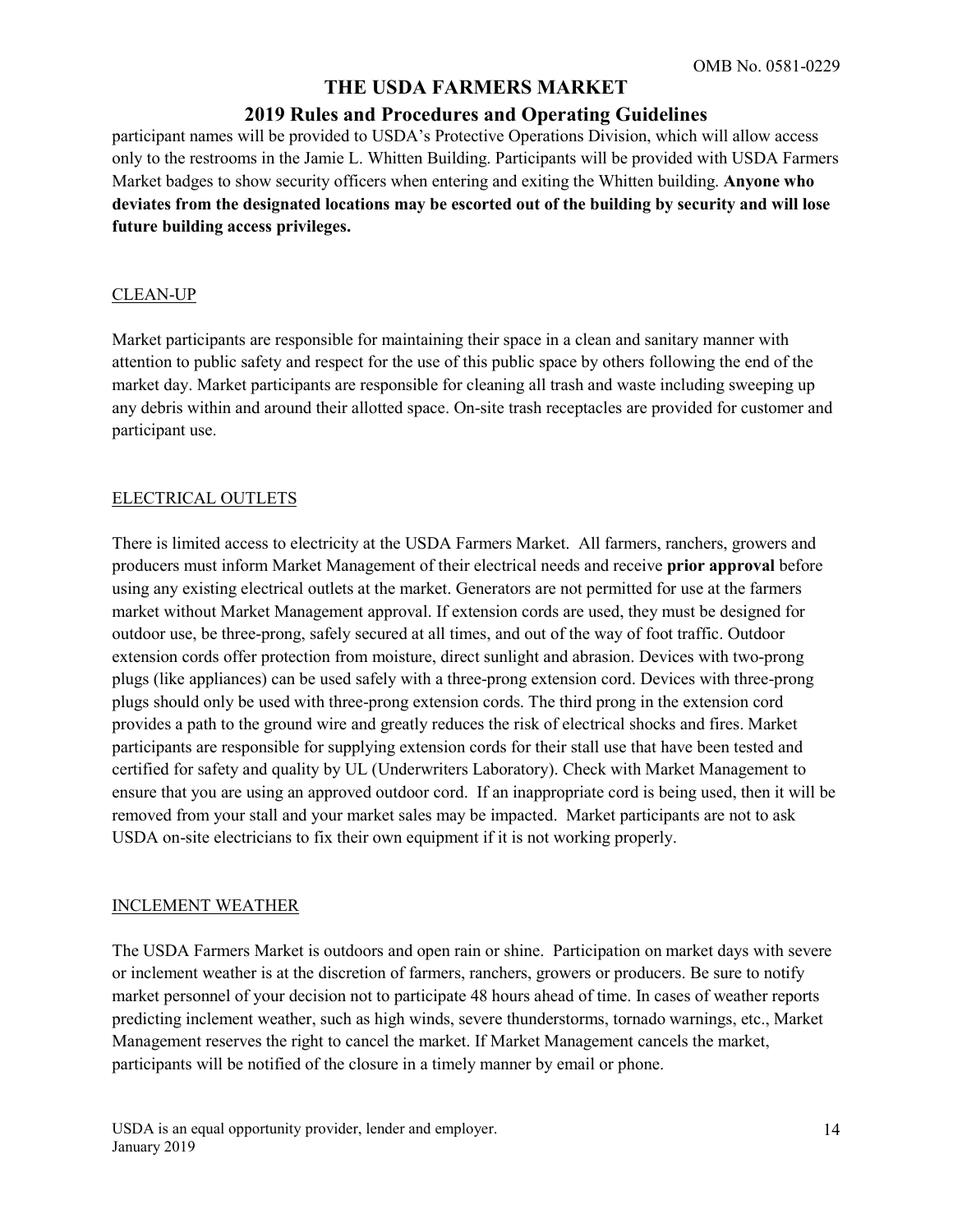participant names will be provided to USDA's Protective Operations Division, which will allow access only to the restrooms in the Jamie L. Whitten Building. Participants will be provided with USDA Farmers Market badges to show security officers when entering and exiting the Whitten building. **Anyone who deviates from the designated locations may be escorted out of the building by security and will lose future building access privileges.**

## CLEAN-UP

Market participants are responsible for maintaining their space in a clean and sanitary manner with attention to public safety and respect for the use of this public space by others following the end of the market day. Market participants are responsible for cleaning all trash and waste including sweeping up any debris within and around their allotted space. On-site trash receptacles are provided for customer and participant use.

## ELECTRICAL OUTLETS

There is limited access to electricity at the USDA Farmers Market. All farmers, ranchers, growers and producers must inform Market Management of their electrical needs and receive **prior approval** before using any existing electrical outlets at the market. Generators are not permitted for use at the farmers market without Market Management approval. If extension cords are used, they must be designed for outdoor use, be three-prong, safely secured at all times, and out of the way of foot traffic. Outdoor extension cords offer protection from moisture, direct sunlight and abrasion. Devices with two-prong plugs (like appliances) can be used safely with a three-prong extension cord. Devices with three-prong plugs should only be used with three-prong extension cords. The third prong in the extension cord provides a path to the ground wire and greatly reduces the risk of electrical shocks and fires. Market participants are responsible for supplying extension cords for their stall use that have been tested and certified for safety and quality by UL (Underwriters Laboratory). Check with Market Management to ensure that you are using an approved outdoor cord. If an inappropriate cord is being used, then it will be removed from your stall and your market sales may be impacted. Market participants are not to ask USDA on-site electricians to fix their own equipment if it is not working properly.

## INCLEMENT WEATHER

The USDA Farmers Market is outdoors and open rain or shine. Participation on market days with severe or inclement weather is at the discretion of farmers, ranchers, growers or producers. Be sure to notify market personnel of your decision not to participate 48 hours ahead of time. In cases of weather reports predicting inclement weather, such as high winds, severe thunderstorms, tornado warnings, etc., Market Management reserves the right to cancel the market. If Market Management cancels the market, participants will be notified of the closure in a timely manner by email or phone.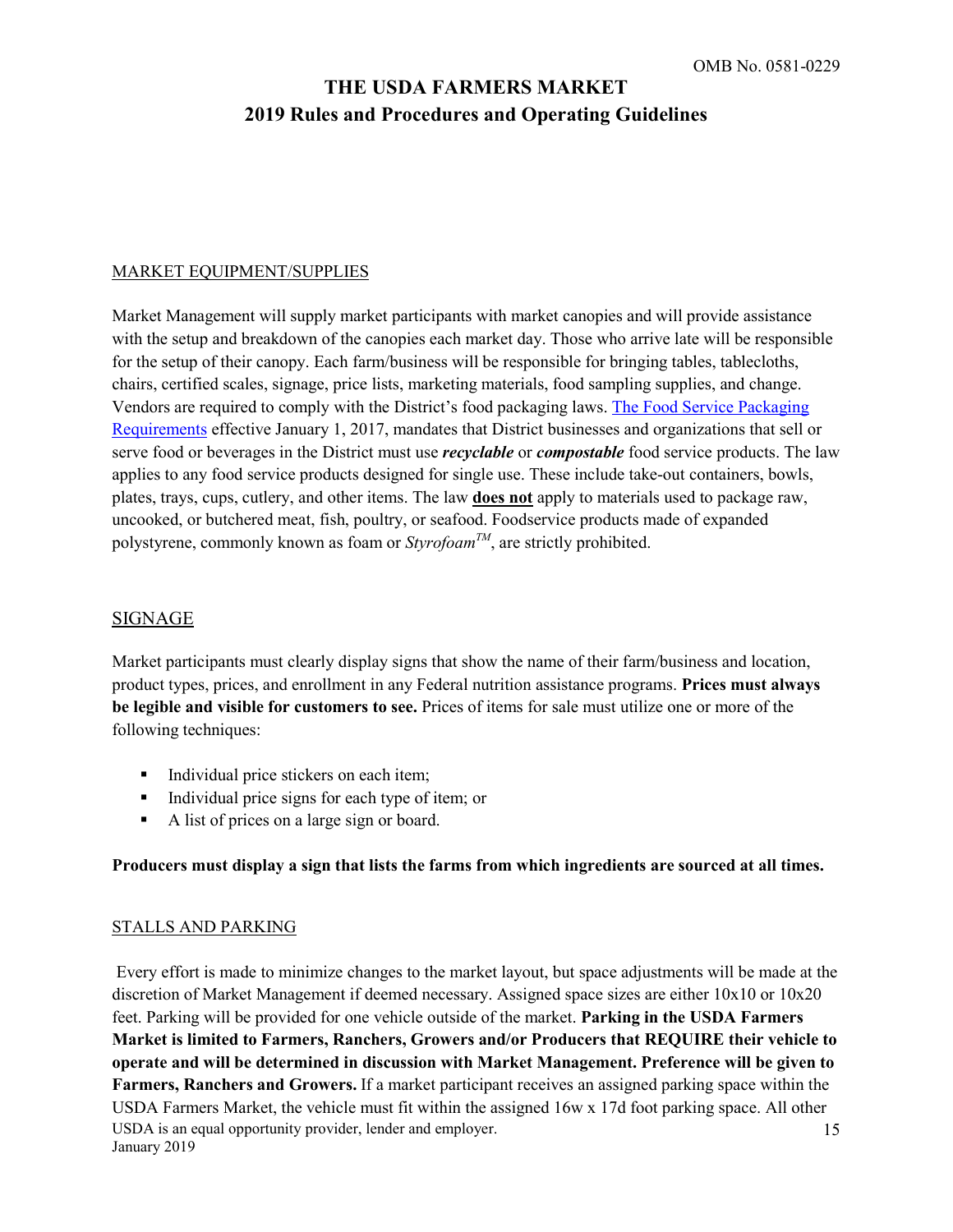OMB No. 0581-0229

# THE USDA FARMERS MARKET
# 2019 Rules and Procedures and Operating Guidelines

## MARKET EQUIPMENT/SUPPLIES

Market Management will supply market participants with market canopies and will provide assistance with the setup and breakdown of the canopies each market day. Those who arrive late will be responsible for the setup of their canopy. Each farm/business will be responsible for bringing tables, tablecloths, chairs, certified scales, signage, price lists, marketing materials, food sampling supplies, and change. Vendors are required to comply with the District's food packaging laws. The Food Service Packaging Requirements effective January 1, 2017, mandates that District businesses and organizations that sell or serve food or beverages in the District must use ***recyclable*** or ***compostable*** food service products. The law applies to any food service products designed for single use. These include take-out containers, bowls, plates, trays, cups, cutlery, and other items. The law **does not** apply to materials used to package raw, uncooked, or butchered meat, fish, poultry, or seafood. Foodservice products made of expanded polystyrene, commonly known as foam or *Styrofoam*™, are strictly prohibited.

## SIGNAGE

Market participants must clearly display signs that show the name of their farm/business and location, product types, prices, and enrollment in any Federal nutrition assistance programs. **Prices must always be legible and visible for customers to see.** Prices of items for sale must utilize one or more of the following techniques:

- Individual price stickers on each item;
- Individual price signs for each type of item; or
- A list of prices on a large sign or board.

**Producers must display a sign that lists the farms from which ingredients are sourced at all times.**

## STALLS AND PARKING

Every effort is made to minimize changes to the market layout, but space adjustments will be made at the discretion of Market Management if deemed necessary. Assigned space sizes are either 10x10 or 10x20 feet. Parking will be provided for one vehicle outside of the market. **Parking in the USDA Farmers Market is limited to Farmers, Ranchers, Growers and/or Producers that REQUIRE their vehicle to operate and will be determined in discussion with Market Management. Preference will be given to Farmers, Ranchers and Growers.** If a market participant receives an assigned parking space within the USDA Farmers Market, the vehicle must fit within the assigned 16w x 17d foot parking space. All other

USDA is an equal opportunity provider, lender and employer.
January 2019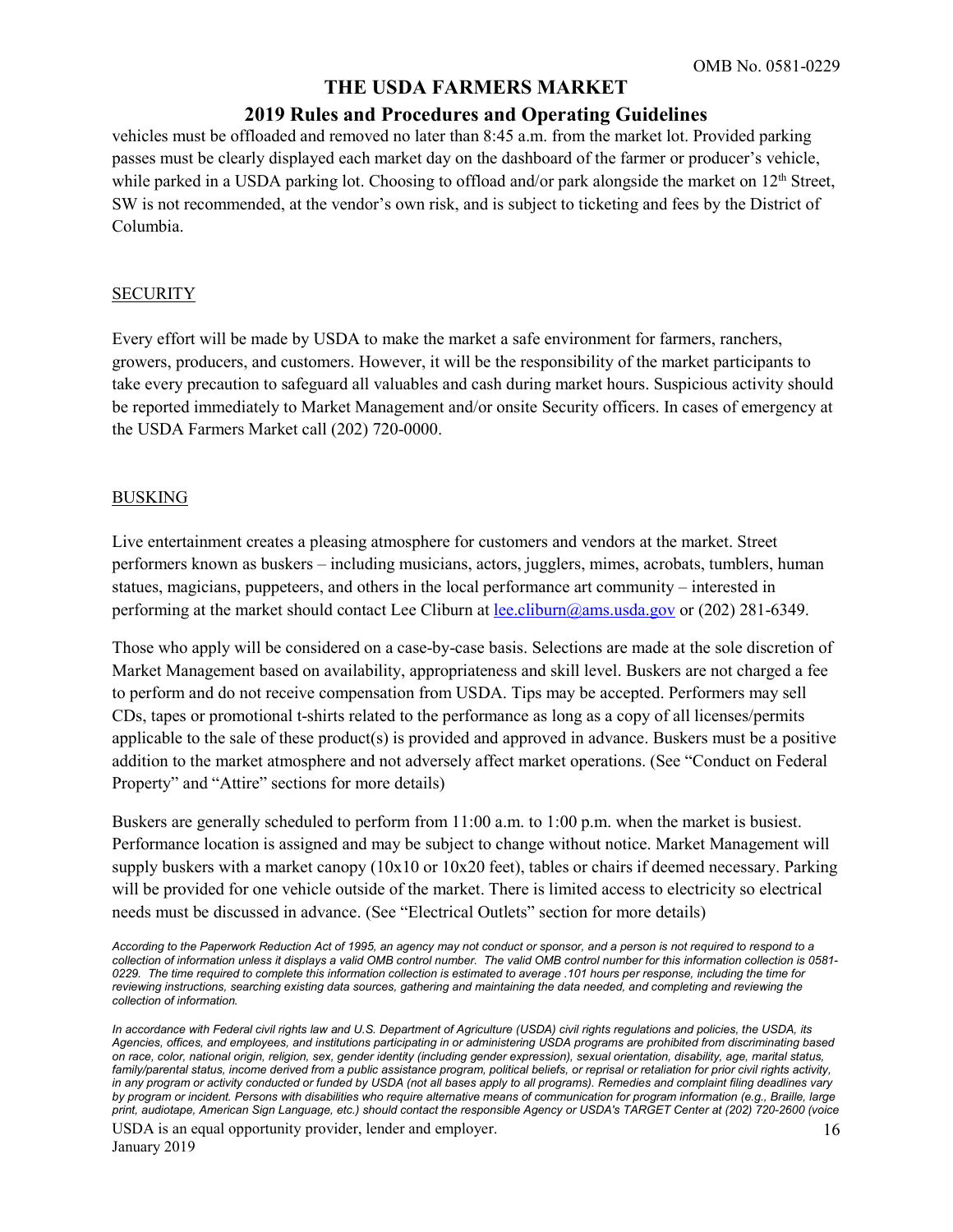vehicles must be offloaded and removed no later than 8:45 a.m. from the market lot. Provided parking passes must be clearly displayed each market day on the dashboard of the farmer or producer's vehicle, while parked in a USDA parking lot. Choosing to offload and/or park alongside the market on 12th Street, SW is not recommended, at the vendor's own risk, and is subject to ticketing and fees by the District of Columbia.

## SECURITY

Every effort will be made by USDA to make the market a safe environment for farmers, ranchers, growers, producers, and customers. However, it will be the responsibility of the market participants to take every precaution to safeguard all valuables and cash during market hours. Suspicious activity should be reported immediately to Market Management and/or onsite Security officers. In cases of emergency at the USDA Farmers Market call (202) 720-0000.

## BUSKING

Live entertainment creates a pleasing atmosphere for customers and vendors at the market. Street performers known as buskers – including musicians, actors, jugglers, mimes, acrobats, tumblers, human statues, magicians, puppeteers, and others in the local performance art community – interested in performing at the market should contact Lee Cliburn at lee.cliburn@ams.usda.gov or (202) 281-6349.

Those who apply will be considered on a case-by-case basis. Selections are made at the sole discretion of Market Management based on availability, appropriateness and skill level. Buskers are not charged a fee to perform and do not receive compensation from USDA. Tips may be accepted. Performers may sell CDs, tapes or promotional t-shirts related to the performance as long as a copy of all licenses/permits applicable to the sale of these product(s) is provided and approved in advance. Buskers must be a positive addition to the market atmosphere and not adversely affect market operations. (See "Conduct on Federal Property" and "Attire" sections for more details)

Buskers are generally scheduled to perform from 11:00 a.m. to 1:00 p.m. when the market is busiest. Performance location is assigned and may be subject to change without notice. Market Management will supply buskers with a market canopy (10x10 or 10x20 feet), tables or chairs if deemed necessary. Parking will be provided for one vehicle outside of the market. There is limited access to electricity so electrical needs must be discussed in advance. (See "Electrical Outlets" section for more details)

*According to the Paperwork Reduction Act of 1995, an agency may not conduct or sponsor, and a person is not required to respond to a collection of information unless it displays a valid OMB control number. The valid OMB control number for this information collection is 0581-0229. The time required to complete this information collection is estimated to average .101 hours per response, including the time for reviewing instructions, searching existing data sources, gathering and maintaining the data needed, and completing and reviewing the collection of information.*

*In accordance with Federal civil rights law and U.S. Department of Agriculture (USDA) civil rights regulations and policies, the USDA, its Agencies, offices, and employees, and institutions participating in or administering USDA programs are prohibited from discriminating based on race, color, national origin, religion, sex, gender identity (including gender expression), sexual orientation, disability, age, marital status, family/parental status, income derived from a public assistance program, political beliefs, or reprisal or retaliation for prior civil rights activity, in any program or activity conducted or funded by USDA (not all bases apply to all programs). Remedies and complaint filing deadlines vary by program or incident. Persons with disabilities who require alternative means of communication for program information (e.g., Braille, large print, audiotape, American Sign Language, etc.) should contact the responsible Agency or USDA's TARGET Center at (202) 720-2600 (voice*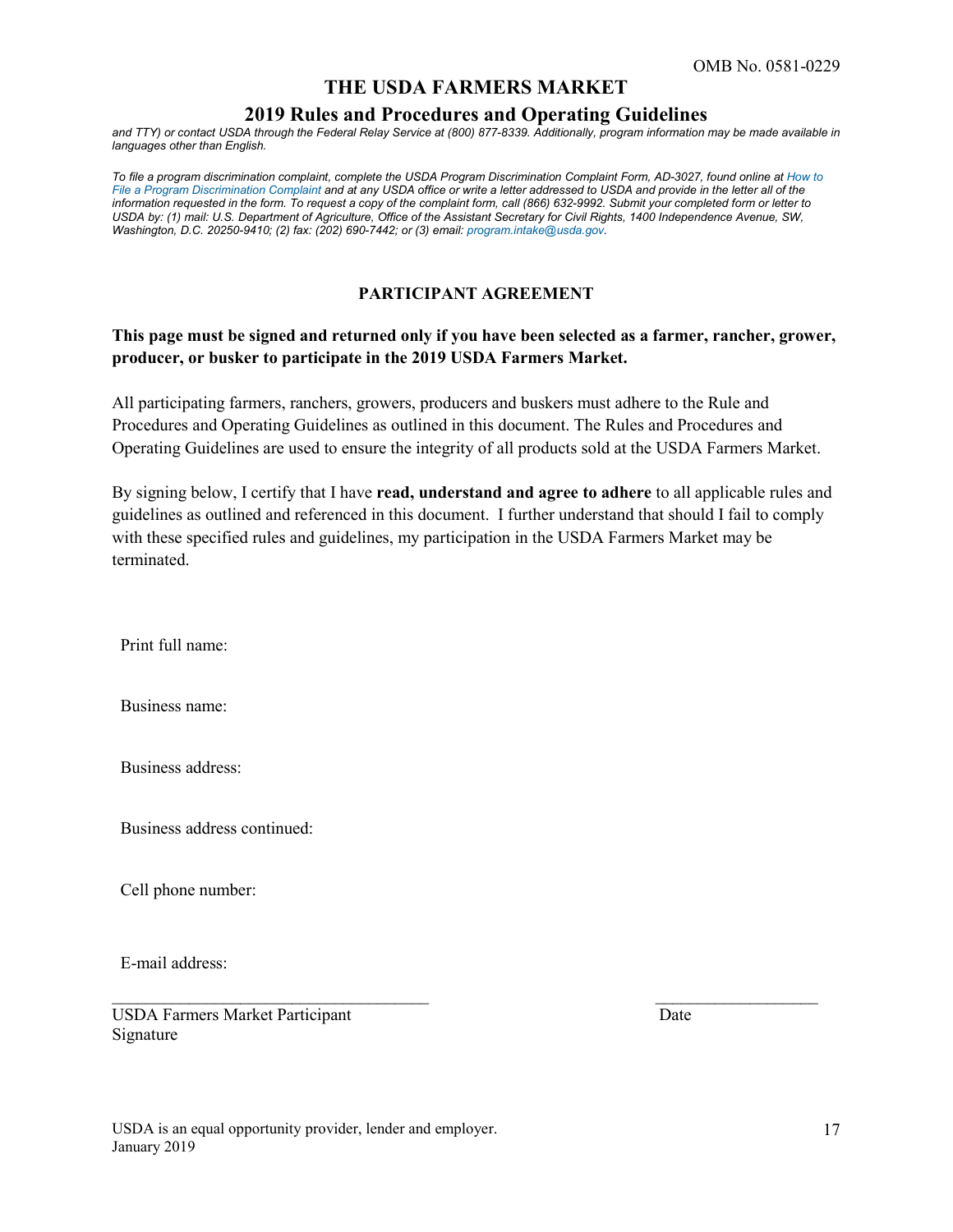and TTY) or contact USDA through the Federal Relay Service at (800) 877-8339. Additionally, program information may be made available in languages other than English.*

*To file a program discrimination complaint, complete the USDA Program Discrimination Complaint Form, AD-3027, found online at How to File a Program Discrimination Complaint and at any USDA office or write a letter addressed to USDA and provide in the letter all of the information requested in the form. To request a copy of the complaint form, call (866) 632-9992. Submit your completed form or letter to USDA by: (1) mail: U.S. Department of Agriculture, Office of the Assistant Secretary for Civil Rights, 1400 Independence Avenue, SW, Washington, D.C. 20250-9410; (2) fax: (202) 690-7442; or (3) email: program.intake@usda.gov.*

## PARTICIPANT AGREEMENT

**This page must be signed and returned only if you have been selected as a farmer, rancher, grower, producer, or busker to participate in the 2019 USDA Farmers Market.**

All participating farmers, ranchers, growers, producers and buskers must adhere to the Rule and Procedures and Operating Guidelines as outlined in this document. The Rules and Procedures and Operating Guidelines are used to ensure the integrity of all products sold at the USDA Farmers Market.

By signing below, I certify that I have **read, understand and agree to adhere** to all applicable rules and guidelines as outlined and referenced in this document. I further understand that should I fail to comply with these specified rules and guidelines, my participation in the USDA Farmers Market may be terminated.

Print full name:

Business name:

Business address:

Business address continued:

Cell phone number:

E-mail address:

_____________________________________ ___________________

USDA Farmers Market Participant Signature Date

USDA is an equal opportunity provider, lender and employer.
January 2019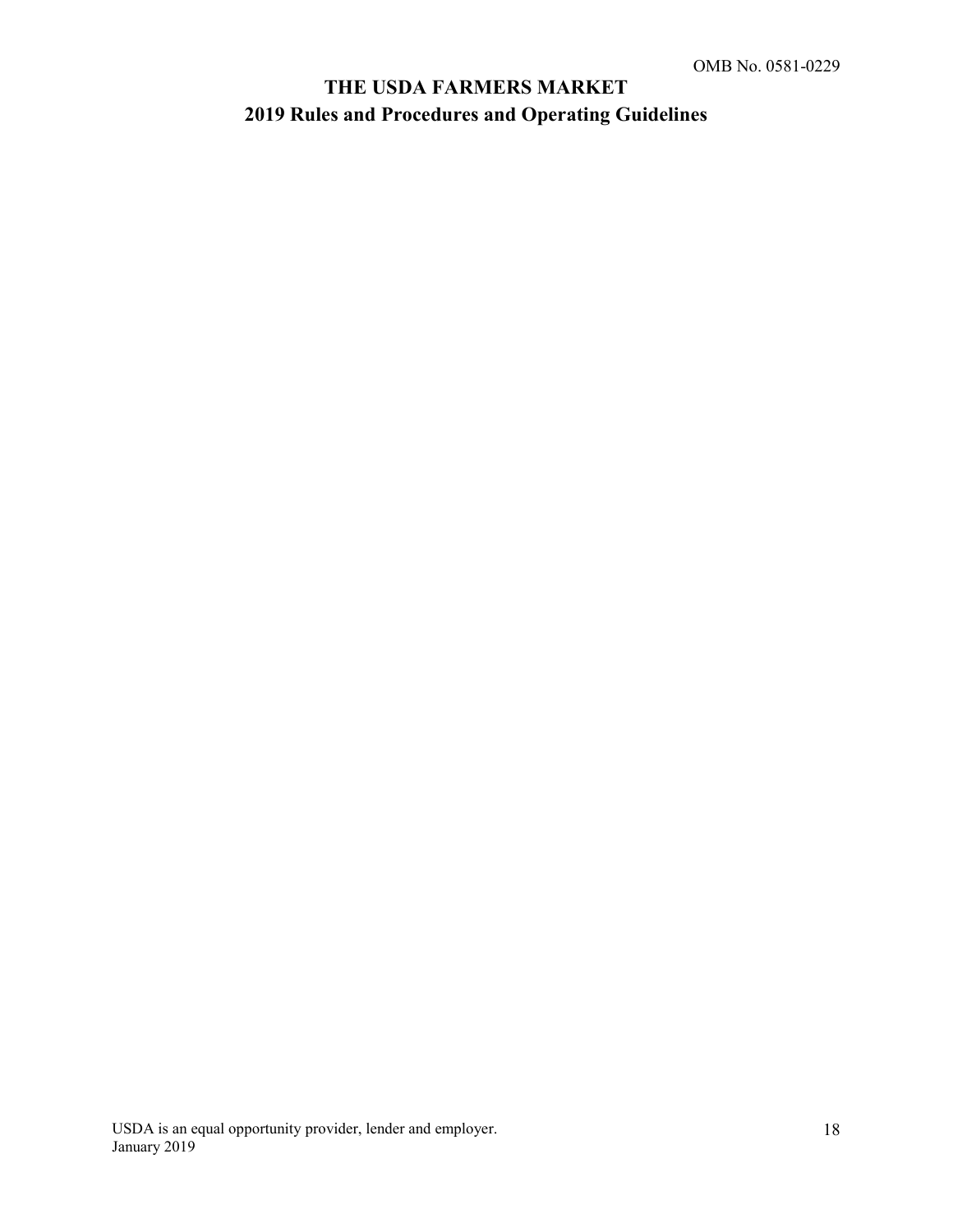OMB No. 0581-0229

# THE USDA FARMERS MARKET
## 2019 Rules and Procedures and Operating Guidelines

USDA is an equal opportunity provider, lender and employer.
January 2019